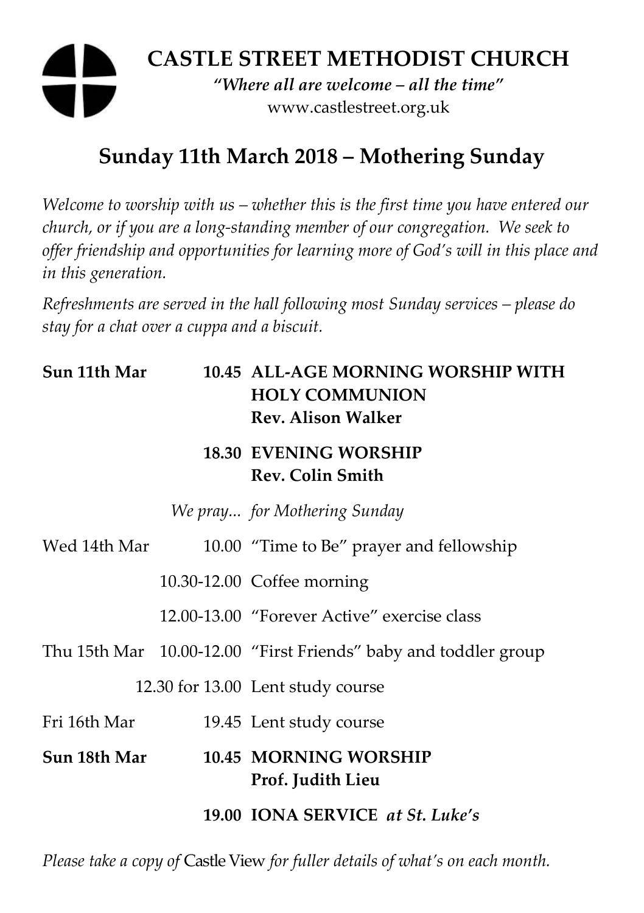# CASTLE STREET METHODIST CHURCH

*"Where all are welcome – all the time"*

www.castlestreet.org.uk

## Sunday 11th March 2018 – Mothering Sunday

*Welcome to worship with us – whether this is the first time you have entered our church, or if you are a long-standing member of our congregation. We seek to offer friendship and opportunities for learning more of God's will in this place and in this generation.*

*Refreshments are served in the hall following most Sunday services – please do stay for a chat over a cuppa and a biscuit.*

| | | |
|---|---|---|
| **Sun 11th Mar** | **10.45** | **ALL-AGE MORNING WORSHIP WITH HOLY COMMUNION** **Rev. Alison Walker** |
| | **18.30** | **EVENING WORSHIP** **Rev. Colin Smith** |
| | *We pray...* | *for Mothering Sunday* |
| Wed 14th Mar | 10.00 | "Time to Be" prayer and fellowship |
| | 10.30-12.00 | Coffee morning |
| | 12.00-13.00 | "Forever Active" exercise class |
| Thu 15th Mar | 10.00-12.00 | "First Friends" baby and toddler group |
| | 12.30 for 13.00 | Lent study course |
| Fri 16th Mar | 19.45 | Lent study course |
| **Sun 18th Mar** | **10.45** | **MORNING WORSHIP** **Prof. Judith Lieu** |
| | **19.00** | **IONA SERVICE** ***at St. Luke's*** |

*Please take a copy of* Castle View *for fuller details of what's on each month.*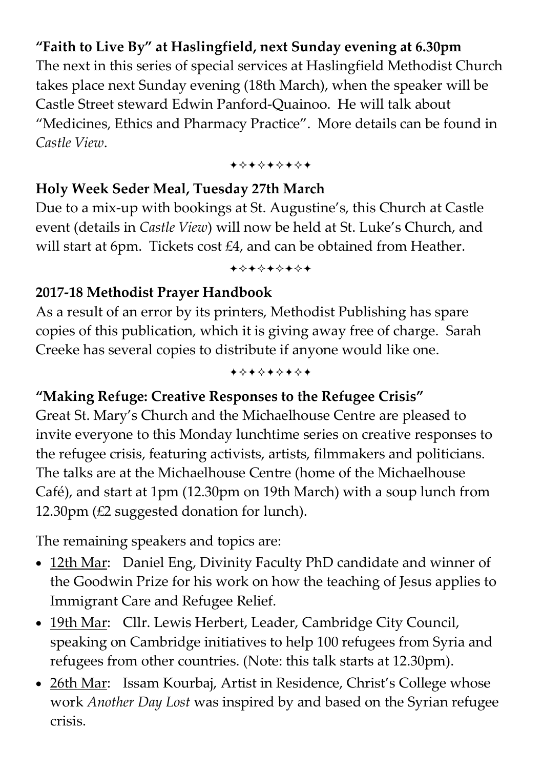**"Faith to Live By" at Haslingfield, next Sunday evening at 6.30pm**

The next in this series of special services at Haslingfield Methodist Church takes place next Sunday evening (18th March), when the speaker will be Castle Street steward Edwin Panford-Quainoo. He will talk about "Medicines, Ethics and Pharmacy Practice". More details can be found in *Castle View*.

✦✧✦✧✦✧✦✧✦

**Holy Week Seder Meal, Tuesday 27th March**

Due to a mix-up with bookings at St. Augustine's, this Church at Castle event (details in *Castle View*) will now be held at St. Luke's Church, and will start at 6pm. Tickets cost £4, and can be obtained from Heather.

✦✧✦✧✦✧✦✧✦

**2017-18 Methodist Prayer Handbook**

As a result of an error by its printers, Methodist Publishing has spare copies of this publication, which it is giving away free of charge. Sarah Creeke has several copies to distribute if anyone would like one.

✦✧✦✧✦✧✦✧✦

**"Making Refuge: Creative Responses to the Refugee Crisis"**

Great St. Mary's Church and the Michaelhouse Centre are pleased to invite everyone to this Monday lunchtime series on creative responses to the refugee crisis, featuring activists, artists, filmmakers and politicians. The talks are at the Michaelhouse Centre (home of the Michaelhouse Café), and start at 1pm (12.30pm on 19th March) with a soup lunch from 12.30pm (£2 suggested donation for lunch).

The remaining speakers and topics are:

- 12th Mar: Daniel Eng, Divinity Faculty PhD candidate and winner of the Goodwin Prize for his work on how the teaching of Jesus applies to Immigrant Care and Refugee Relief.
- 19th Mar: Cllr. Lewis Herbert, Leader, Cambridge City Council, speaking on Cambridge initiatives to help 100 refugees from Syria and refugees from other countries. (Note: this talk starts at 12.30pm).
- 26th Mar: Issam Kourbaj, Artist in Residence, Christ's College whose work *Another Day Lost* was inspired by and based on the Syrian refugee crisis.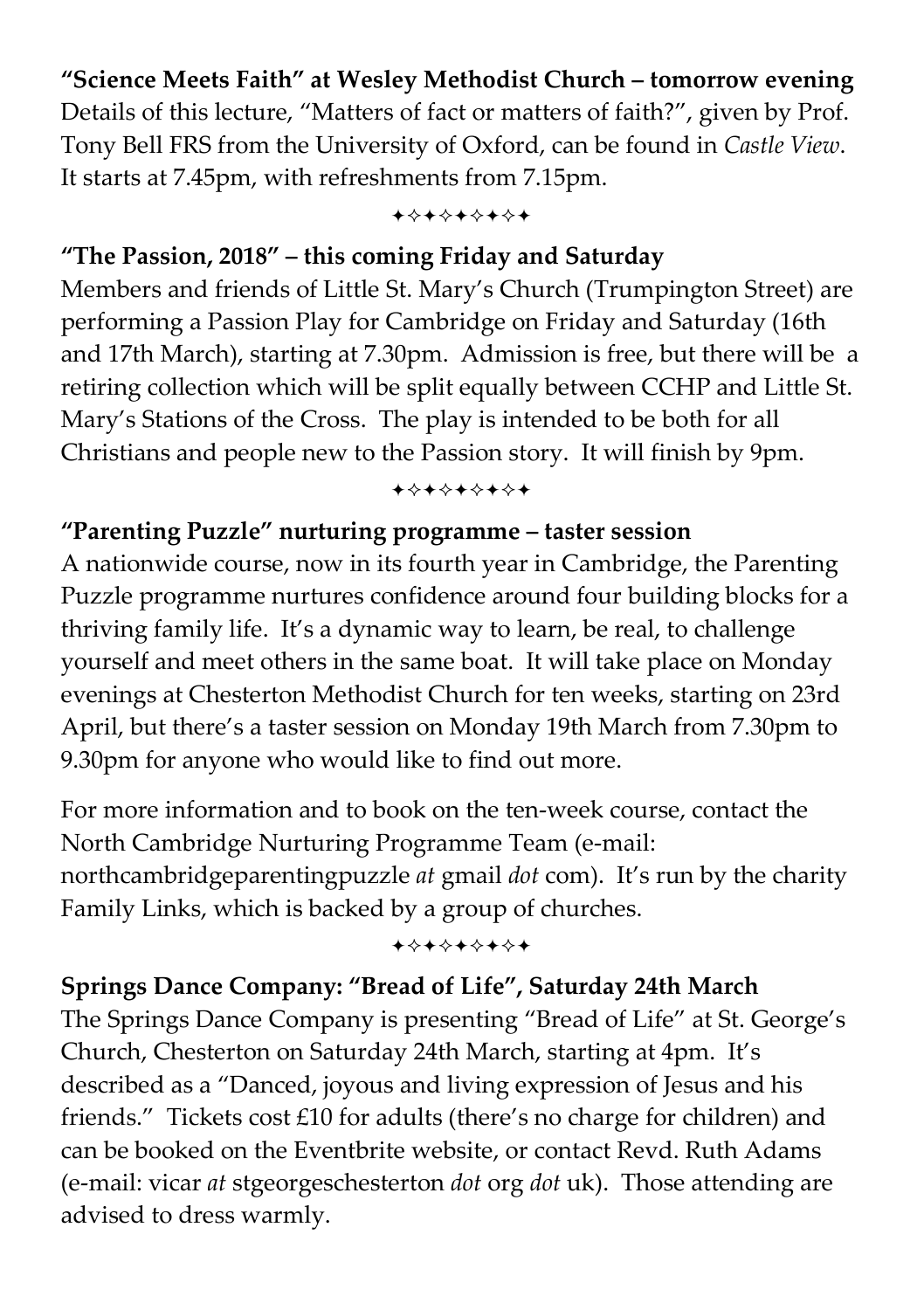**"Science Meets Faith" at Wesley Methodist Church – tomorrow evening**
Details of this lecture, "Matters of fact or matters of faith?", given by Prof. Tony Bell FRS from the University of Oxford, can be found in *Castle View*. It starts at 7.45pm, with refreshments from 7.15pm.

✦✧✦✧✦✧✦✧✦

**"The Passion, 2018" – this coming Friday and Saturday**
Members and friends of Little St. Mary's Church (Trumpington Street) are performing a Passion Play for Cambridge on Friday and Saturday (16th and 17th March), starting at 7.30pm. Admission is free, but there will be a retiring collection which will be split equally between CCHP and Little St. Mary's Stations of the Cross. The play is intended to be both for all Christians and people new to the Passion story. It will finish by 9pm.

✦✧✦✧✦✧✦✧✦

**"Parenting Puzzle" nurturing programme – taster session**
A nationwide course, now in its fourth year in Cambridge, the Parenting Puzzle programme nurtures confidence around four building blocks for a thriving family life. It's a dynamic way to learn, be real, to challenge yourself and meet others in the same boat. It will take place on Monday evenings at Chesterton Methodist Church for ten weeks, starting on 23rd April, but there's a taster session on Monday 19th March from 7.30pm to 9.30pm for anyone who would like to find out more.

For more information and to book on the ten-week course, contact the North Cambridge Nurturing Programme Team (e-mail: northcambridgeparentingpuzzle *at* gmail *dot* com). It's run by the charity Family Links, which is backed by a group of churches.

✦✧✦✧✦✧✦✧✦

**Springs Dance Company: "Bread of Life", Saturday 24th March**
The Springs Dance Company is presenting "Bread of Life" at St. George's Church, Chesterton on Saturday 24th March, starting at 4pm. It's described as a "Danced, joyous and living expression of Jesus and his friends." Tickets cost £10 for adults (there's no charge for children) and can be booked on the Eventbrite website, or contact Revd. Ruth Adams (e-mail: vicar *at* stgeorgeschesterton *dot* org *dot* uk). Those attending are advised to dress warmly.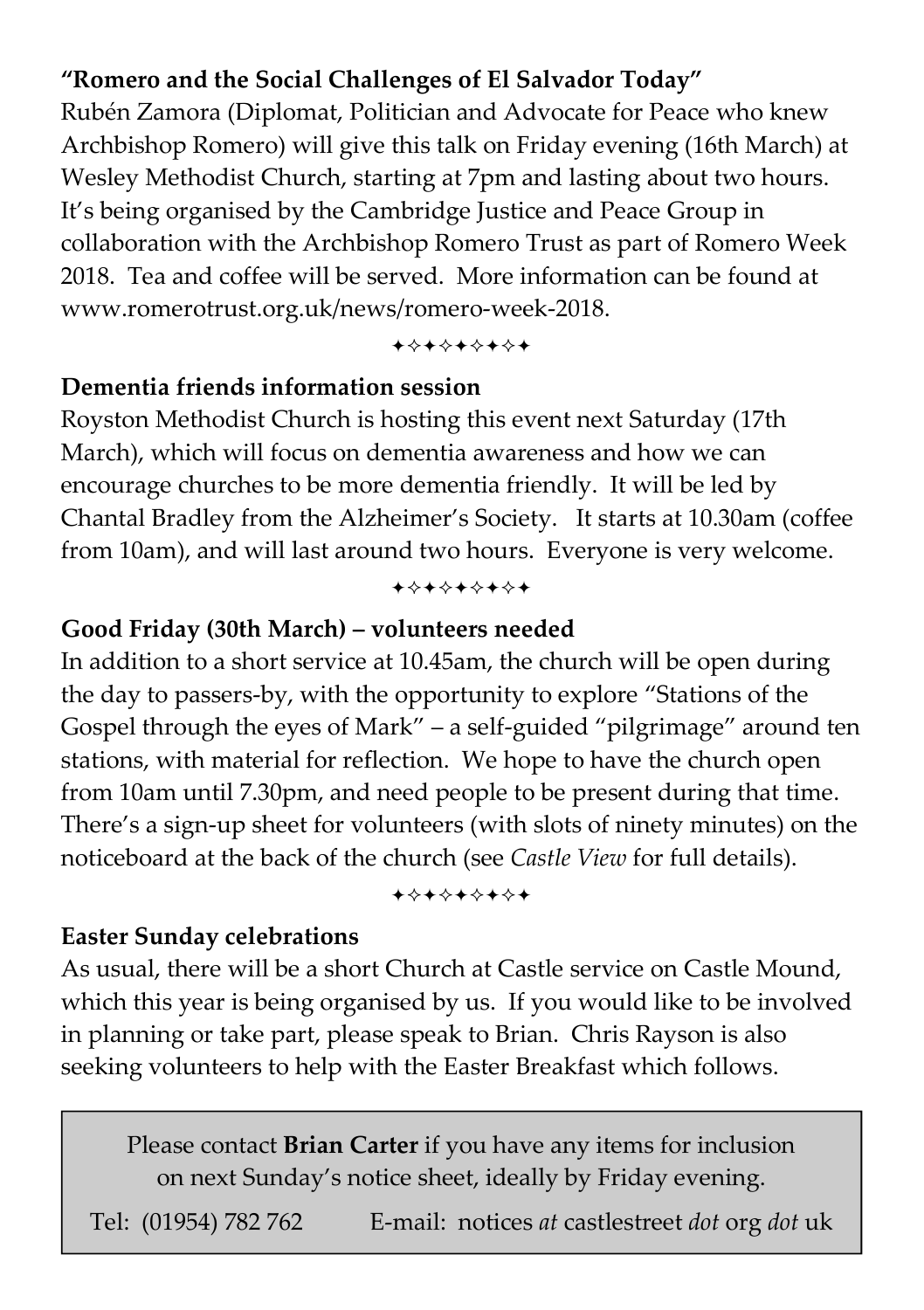**"Romero and the Social Challenges of El Salvador Today"**
Rubén Zamora (Diplomat, Politician and Advocate for Peace who knew Archbishop Romero) will give this talk on Friday evening (16th March) at Wesley Methodist Church, starting at 7pm and lasting about two hours. It's being organised by the Cambridge Justice and Peace Group in collaboration with the Archbishop Romero Trust as part of Romero Week 2018. Tea and coffee will be served. More information can be found at www.romerotrust.org.uk/news/romero-week-2018.

✦✧✦✧✦✧✦✧✦

**Dementia friends information session**
Royston Methodist Church is hosting this event next Saturday (17th March), which will focus on dementia awareness and how we can encourage churches to be more dementia friendly. It will be led by Chantal Bradley from the Alzheimer's Society. It starts at 10.30am (coffee from 10am), and will last around two hours. Everyone is very welcome.

✦✧✦✧✦✧✦✧✦

**Good Friday (30th March) – volunteers needed**
In addition to a short service at 10.45am, the church will be open during the day to passers-by, with the opportunity to explore "Stations of the Gospel through the eyes of Mark" – a self-guided "pilgrimage" around ten stations, with material for reflection. We hope to have the church open from 10am until 7.30pm, and need people to be present during that time. There's a sign-up sheet for volunteers (with slots of ninety minutes) on the noticeboard at the back of the church (see *Castle View* for full details).

✦✧✦✧✦✧✦✧✦

**Easter Sunday celebrations**
As usual, there will be a short Church at Castle service on Castle Mound, which this year is being organised by us. If you would like to be involved in planning or take part, please speak to Brian. Chris Rayson is also seeking volunteers to help with the Easter Breakfast which follows.

Please contact **Brian Carter** if you have any items for inclusion on next Sunday's notice sheet, ideally by Friday evening.

Tel: (01954) 782 762 E-mail: notices *at* castlestreet *dot* org *dot* uk